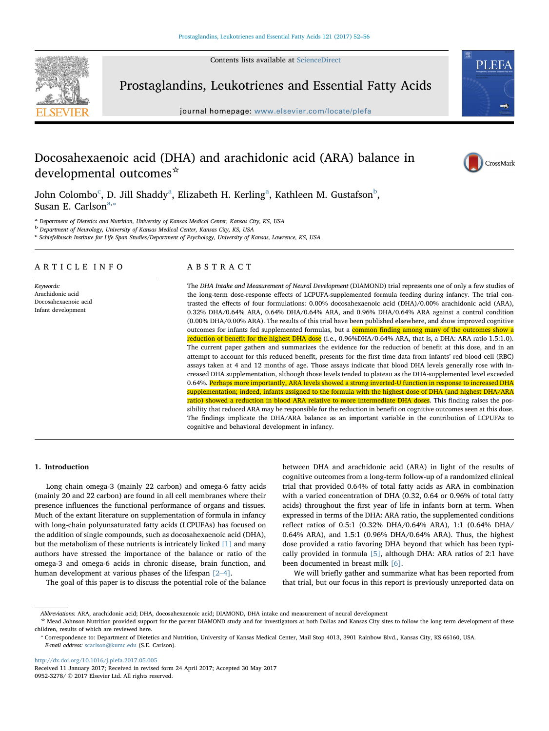# Docosahexaenoic acid (DHA) and arachidonic acid (ARA) balance in developmental outcomes☆

John Colombo[c], D. Jill Shaddy[a], Elizabeth H. Kerling[a], Kathleen M. Gustafson[b], Susan E. Carlson[a,*]

[a] Department of Dietetics and Nutrition, University of Kansas Medical Center, Kansas City, KS, USA
[b] Department of Neurology, University of Kansas Medical Center, Kansas City, KS, USA
[c] Schiefelbusch Institute for Life Span Studies/Department of Psychology, University of Kansas, Lawrence, KS, USA

## ARTICLE INFO

*Keywords:*
Arachidonic acid
Docosahexaenoic acid
Infant development

## ABSTRACT

The *DHA Intake and Measurement of Neural Development* (DIAMOND) trial represents one of only a few studies of the long-term dose-response effects of LCPUFA-supplemented formula feeding during infancy. The trial contrasted the effects of four formulations: 0.00% docosahexaenoic acid (DHA)/0.00% arachidonic acid (ARA), 0.32% DHA/0.64% ARA, 0.64% DHA/0.64% ARA, and 0.96% DHA/0.64% ARA against a control condition (0.00% DHA/0.00% ARA). The results of this trial have been published elsewhere, and show improved cognitive outcomes for infants fed supplemented formulas, but a common finding among many of the outcomes show a reduction of benefit for the highest DHA dose (i.e., 0.96%DHA/0.64% ARA, that is, a DHA: ARA ratio 1.5:1.0). The current paper gathers and summarizes the evidence for the reduction of benefit at this dose, and in an attempt to account for this reduced benefit, presents for the first time data from infants' red blood cell (RBC) assays taken at 4 and 12 months of age. Those assays indicate that blood DHA levels generally rose with increased DHA supplementation, although those levels tended to plateau as the DHA-supplemented level exceeded 0.64%. Perhaps more importantly, ARA levels showed a strong inverted-U function in response to increased DHA supplementation; indeed, infants assigned to the formula with the highest dose of DHA (and highest DHA/ARA ratio) showed a reduction in blood ARA relative to more intermediate DHA doses. This finding raises the possibility that reduced ARA may be responsible for the reduction in benefit on cognitive outcomes seen at this dose. The findings implicate the DHA/ARA balance as an important variable in the contribution of LCPUFAs to cognitive and behavioral development in infancy.

## 1. Introduction

Long chain omega-3 (mainly 22 carbon) and omega-6 fatty acids (mainly 20 and 22 carbon) are found in all cell membranes where their presence influences the functional performance of organs and tissues. Much of the extant literature on supplementation of formula in infancy with long-chain polyunsaturated fatty acids (LCPUFAs) has focused on the addition of single compounds, such as docosahexaenoic acid (DHA), but the metabolism of these nutrients is intricately linked [1] and many authors have stressed the importance of the balance or ratio of the omega-3 and omega-6 acids in chronic disease, brain function, and human development at various phases of the lifespan [2–4].

The goal of this paper is to discuss the potential role of the balance between DHA and arachidonic acid (ARA) in light of the results of cognitive outcomes from a long-term follow-up of a randomized clinical trial that provided 0.64% of total fatty acids as ARA in combination with a varied concentration of DHA (0.32, 0.64 or 0.96% of total fatty acids) throughout the first year of life in infants born at term. When expressed in terms of the DHA: ARA ratio, the supplemented conditions reflect ratios of 0.5:1 (0.32% DHA/0.64% ARA), 1:1 (0.64% DHA/0.64% ARA), and 1.5:1 (0.96% DHA/0.64% ARA). Thus, the highest dose provided a ratio favoring DHA beyond that which has been typically provided in formula [5], although DHA: ARA ratios of 2:1 have been documented in breast milk [6].

We will briefly gather and summarize what has been reported from that trial, but our focus in this report is previously unreported data on

---

*Abbreviations:* ARA, arachidonic acid; DHA, docosahexaenoic acid; DIAMOND, DHA intake and measurement of neural development

☆ Mead Johnson Nutrition provided support for the parent DIAMOND study and for investigators at both Dallas and Kansas City sites to follow the long term development of these children, results of which are reviewed here.

\* Correspondence to: Department of Dietetics and Nutrition, University of Kansas Medical Center, Mail Stop 4013, 3901 Rainbow Blvd., Kansas City, KS 66160, USA.
*E-mail address:* scarlson@kumc.edu (S.E. Carlson).

http://dx.doi.org/10.1016/j.plefa.2017.05.005
Received 11 January 2017; Received in revised form 24 April 2017; Accepted 30 May 2017
0952-3278/ © 2017 Elsevier Ltd. All rights reserved.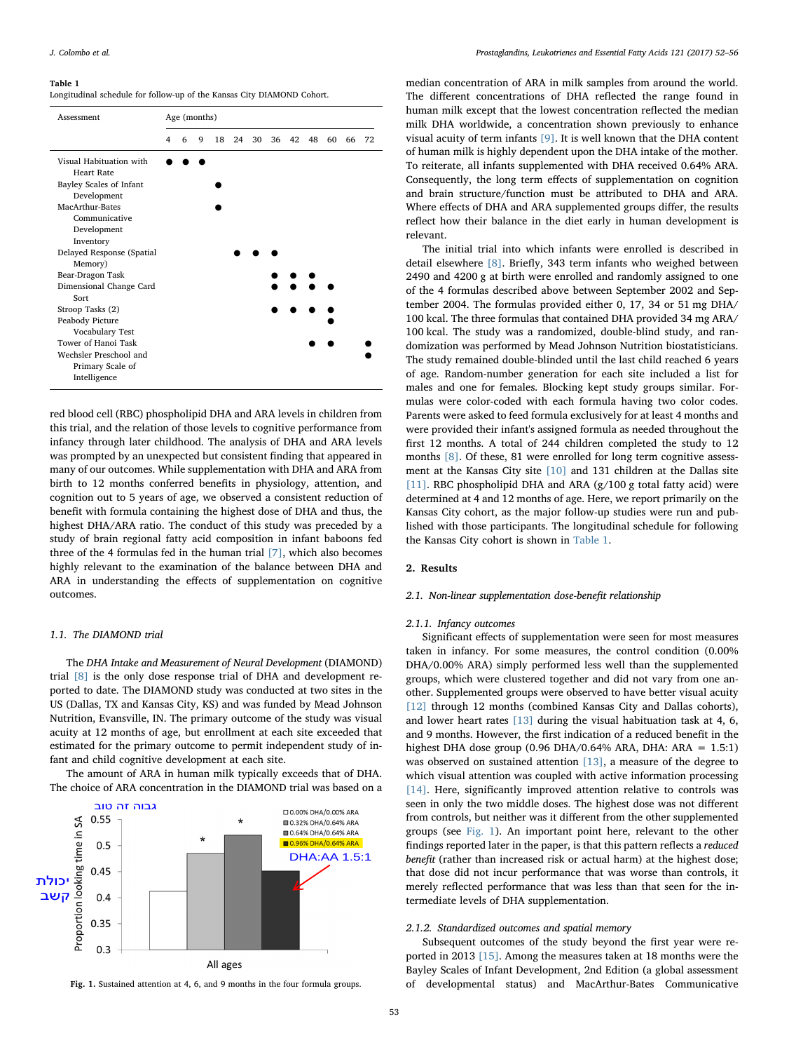**Table 1**
Longitudinal schedule for follow-up of the Kansas City DIAMOND Cohort.

| Assessment | Age (months) | | | | | | | | | | | |
|---|---|---|---|---|---|---|---|---|---|---|---|---|
| | 4 | 6 | 9 | 18 | 24 | 30 | 36 | 42 | 48 | 60 | 66 | 72 |
| Visual Habituation with Heart Rate | ● | ● | ● | | | | | | | | | |
| Bayley Scales of Infant Development | | | | ● | | | | | | | | |
| MacArthur-Bates Communicative Development Inventory | | | | ● | | | | | | | | |
| Delayed Response (Spatial Memory) | | | | | ● | ● | ● | | | | | |
| Bear-Dragon Task | | | | | | | ● | ● | ● | | | |
| Dimensional Change Card Sort | | | | | | | ● | ● | ● | ● | | |
| Stroop Tasks (2) | | | | | | | ● | ● | ● | ● | | |
| Peabody Picture Vocabulary Test | | | | | | | | | | ● | | |
| Tower of Hanoi Task | | | | | | | | | ● | ● | | ● |
| Wechsler Preschool and Primary Scale of Intelligence | | | | | | | | | | | | ● |

red blood cell (RBC) phospholipid DHA and ARA levels in children from this trial, and the relation of those levels to cognitive performance from infancy through later childhood. The analysis of DHA and ARA levels was prompted by an unexpected but consistent finding that appeared in many of our outcomes. While supplementation with DHA and ARA from birth to 12 months conferred benefits in physiology, attention, and cognition out to 5 years of age, we observed a consistent reduction of benefit with formula containing the highest dose of DHA and thus, the highest DHA/ARA ratio. The conduct of this study was preceded by a study of brain regional fatty acid composition in infant baboons fed three of the 4 formulas fed in the human trial [7], which also becomes highly relevant to the examination of the balance between DHA and ARA in understanding the effects of supplementation on cognitive outcomes.

### 1.1. The DIAMOND trial

The *DHA Intake and Measurement of Neural Development* (DIAMOND) trial [8] is the only dose response trial of DHA and development reported to date. The DIAMOND study was conducted at two sites in the US (Dallas, TX and Kansas City, KS) and was funded by Mead Johnson Nutrition, Evansville, IN. The primary outcome of the study was visual acuity at 12 months of age, but enrollment at each site exceeded that estimated for the primary outcome to permit independent study of infant and child cognitive development at each site.

The amount of ARA in human milk typically exceeds that of DHA. The choice of ARA concentration in the DIAMOND trial was based on a median concentration of ARA in milk samples from around the world. The different concentrations of DHA reflected the range found in human milk except that the lowest concentration reflected the median milk DHA worldwide, a concentration shown previously to enhance visual acuity of term infants [9]. It is well known that the DHA content of human milk is highly dependent upon the DHA intake of the mother. To reiterate, all infants supplemented with DHA received 0.64% ARA. Consequently, the long term effects of supplementation on cognition and brain structure/function must be attributed to DHA and ARA. Where effects of DHA and ARA supplemented groups differ, the results reflect how their balance in the diet early in human development is relevant.

The initial trial into which infants were enrolled is described in detail elsewhere [8]. Briefly, 343 term infants who weighed between 2490 and 4200 g at birth were enrolled and randomly assigned to one of the 4 formulas described above between September 2002 and September 2004. The formulas provided either 0, 17, 34 or 51 mg DHA/100 kcal. The three formulas that contained DHA provided 34 mg ARA/100 kcal. The study was a randomized, double-blind study, and randomization was performed by Mead Johnson Nutrition biostatisticians. The study remained double-blinded until the last child reached 6 years of age. Random-number generation for each site included a list for males and one for females. Blocking kept study groups similar. Formulas were color-coded with each formula having two color codes. Parents were asked to feed formula exclusively for at least 4 months and were provided their infant's assigned formula as needed throughout the first 12 months. A total of 244 children completed the study to 12 months [8]. Of these, 81 were enrolled for long term cognitive assessment at the Kansas City site [10] and 131 children at the Dallas site [11]. RBC phospholipid DHA and ARA (g/100 g total fatty acid) were determined at 4 and 12 months of age. Here, we report primarily on the Kansas City cohort, as the major follow-up studies were run and published with those participants. The longitudinal schedule for following the Kansas City cohort is shown in Table 1.

Fig. 1. Sustained attention at 4, 6, and 9 months in the four formula groups.

## 2. Results

### 2.1. Non-linear supplementation dose-benefit relationship

#### 2.1.1. Infancy outcomes

Significant effects of supplementation were seen for most measures taken in infancy. For some measures, the control condition (0.00% DHA/0.00% ARA) simply performed less well than the supplemented groups, which were clustered together and did not vary from one another. Supplemented groups were observed to have better visual acuity [12] through 12 months (combined Kansas City and Dallas cohorts), and lower heart rates [13] during the visual habituation task at 4, 6, and 9 months. However, the first indication of a reduced benefit in the highest DHA dose group (0.96 DHA/0.64% ARA, DHA: ARA = 1.5:1) was observed on sustained attention [13], a measure of the degree to which visual attention was coupled with active information processing [14]. Here, significantly improved attention relative to controls was seen in only the two middle doses. The highest dose was not different from controls, but neither was it different from the other supplemented groups (see Fig. 1). An important point here, relevant to the other findings reported later in the paper, is that this pattern reflects a *reduced benefit* (rather than increased risk or actual harm) at the highest dose; that dose did not incur performance that was worse than controls, it merely reflected performance that was less than that seen for the intermediate levels of DHA supplementation.

#### 2.1.2. Standardized outcomes and spatial memory

Subsequent outcomes of the study beyond the first year were reported in 2013 [15]. Among the measures taken at 18 months were the Bayley Scales of Infant Development, 2nd Edition (a global assessment of developmental status) and MacArthur-Bates Communicative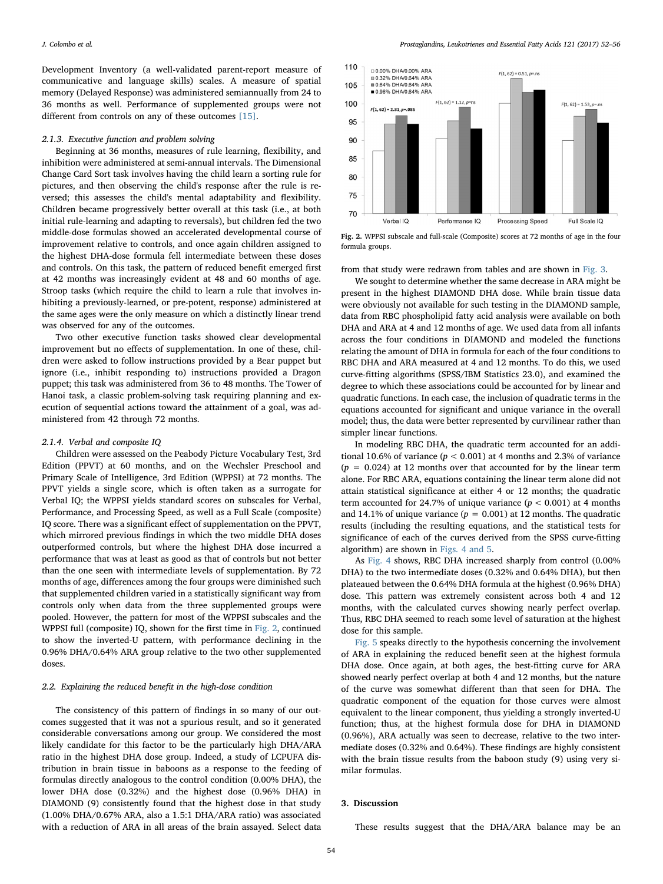Development Inventory (a well-validated parent-report measure of communicative and language skills) scales. A measure of spatial memory (Delayed Response) was administered semiannually from 24 to 36 months as well. Performance of supplemented groups were not different from controls on any of these outcomes [15].

### 2.1.3. Executive function and problem solving

Beginning at 36 months, measures of rule learning, flexibility, and inhibition were administered at semi-annual intervals. The Dimensional Change Card Sort task involves having the child learn a sorting rule for pictures, and then observing the child's response after the rule is reversed; this assesses the child's mental adaptability and flexibility. Children became progressively better overall at this task (i.e., at both initial rule-learning and adapting to reversals), but children fed the two middle-dose formulas showed an accelerated developmental course of improvement relative to controls, and once again children assigned to the highest DHA-dose formula fell intermediate between these doses and controls. On this task, the pattern of reduced benefit emerged first at 42 months was increasingly evident at 48 and 60 months of age. Stroop tasks (which require the child to learn a rule that involves inhibiting a previously-learned, or pre-potent, response) administered at the same ages were the only measure on which a distinctly linear trend was observed for any of the outcomes.

Two other executive function tasks showed clear developmental improvement but no effects of supplementation. In one of these, children were asked to follow instructions provided by a Bear puppet but ignore (i.e., inhibit responding to) instructions provided a Dragon puppet; this task was administered from 36 to 48 months. The Tower of Hanoi task, a classic problem-solving task requiring planning and execution of sequential actions toward the attainment of a goal, was administered from 42 through 72 months.

### 2.1.4. Verbal and composite IQ

Children were assessed on the Peabody Picture Vocabulary Test, 3rd Edition (PPVT) at 60 months, and on the Wechsler Preschool and Primary Scale of Intelligence, 3rd Edition (WPPSI) at 72 months. The PPVT yields a single score, which is often taken as a surrogate for Verbal IQ; the WPPSI yields standard scores on subscales for Verbal, Performance, and Processing Speed, as well as a Full Scale (composite) IQ score. There was a significant effect of supplementation on the PPVT, which mirrored previous findings in which the two middle DHA doses outperformed controls, but where the highest DHA dose incurred a performance that was at least as good as that of controls but not better than the one seen with intermediate levels of supplementation. By 72 months of age, differences among the four groups were diminished such that supplemented children varied in a statistically significant way from controls only when data from the three supplemented groups were pooled. However, the pattern for most of the WPPSI subscales and the WPPSI full (composite) IQ, shown for the first time in Fig. 2, continued to show the inverted-U pattern, with performance declining in the 0.96% DHA/0.64% ARA group relative to the two other supplemented doses.

**Fig. 2.** WPPSI subscale and full-scale (Composite) scores at 72 months of age in the four formula groups.

## 2.2. Explaining the reduced benefit in the high-dose condition

The consistency of this pattern of findings in so many of our outcomes suggested that it was not a spurious result, and so it generated considerable conversations among our group. We considered the most likely candidate for this factor to be the particularly high DHA/ARA ratio in the highest DHA dose group. Indeed, a study of LCPUFA distribution in brain tissue in baboons as a response to the feeding of formulas directly analogous to the control condition (0.00% DHA), the lower DHA dose (0.32%) and the highest dose (0.96% DHA) in DIAMOND (9) consistently found that the highest dose in that study (1.00% DHA/0.67% ARA, also a 1.5:1 DHA/ARA ratio) was associated with a reduction of ARA in all areas of the brain assayed. Select data from that study were redrawn from tables and are shown in Fig. 3.

We sought to determine whether the same decrease in ARA might be present in the highest DIAMOND DHA dose. While brain tissue data were obviously not available for such testing in the DIAMOND sample, data from RBC phospholipid fatty acid analysis were available on both DHA and ARA at 4 and 12 months of age. We used data from all infants across the four conditions in DIAMOND and modeled the functions relating the amount of DHA in formula for each of the four conditions to RBC DHA and ARA measured at 4 and 12 months. To do this, we used curve-fitting algorithms (SPSS/IBM Statistics 23.0), and examined the degree to which these associations could be accounted for by linear and quadratic functions. In each case, the inclusion of quadratic terms in the equations accounted for significant and unique variance in the overall model; thus, the data were better represented by curvilinear rather than simpler linear functions.

In modeling RBC DHA, the quadratic term accounted for an additional 10.6% of variance ($p < 0.001$) at 4 months and 2.3% of variance ($p = 0.024$) at 12 months over that accounted for by the linear term alone. For RBC ARA, equations containing the linear term alone did not attain statistical significance at either 4 or 12 months; the quadratic term accounted for 24.7% of unique variance ($p < 0.001$) at 4 months and 14.1% of unique variance ($p = 0.001$) at 12 months. The quadratic results (including the resulting equations, and the statistical tests for significance of each of the curves derived from the SPSS curve-fitting algorithm) are shown in Figs. 4 and 5.

As Fig. 4 shows, RBC DHA increased sharply from control (0.00% DHA) to the two intermediate doses (0.32% and 0.64% DHA), but then plateaued between the 0.64% DHA formula at the highest (0.96% DHA) dose. This pattern was extremely consistent across both 4 and 12 months, with the calculated curves showing nearly perfect overlap. Thus, RBC DHA seemed to reach some level of saturation at the highest dose for this sample.

Fig. 5 speaks directly to the hypothesis concerning the involvement of ARA in explaining the reduced benefit seen at the highest formula DHA dose. Once again, at both ages, the best-fitting curve for ARA showed nearly perfect overlap at both 4 and 12 months, but the nature of the curve was somewhat different than that seen for DHA. The quadratic component of the equation for those curves were almost equivalent to the linear component, thus yielding a strongly inverted-U function; thus, at the highest formula dose for DHA in DIAMOND (0.96%), ARA actually was seen to decrease, relative to the two intermediate doses (0.32% and 0.64%). These findings are highly consistent with the brain tissue results from the baboon study (9) using very similar formulas.

# 3. Discussion

These results suggest that the DHA/ARA balance may be an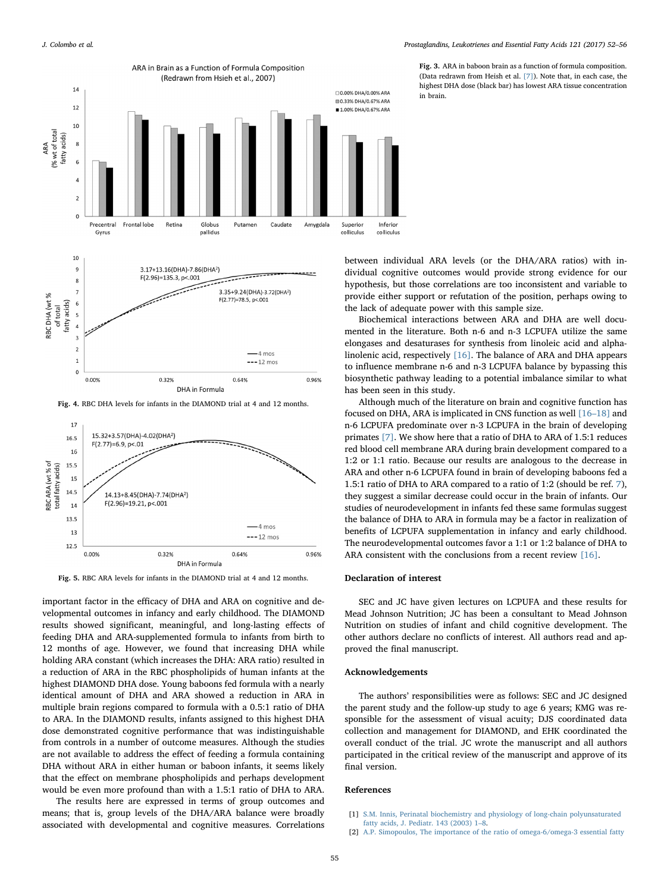Fig. 3. ARA in baboon brain as a function of formula composition. (Data redrawn from Heish et al. [7]). Note that, in each case, the highest DHA dose (black bar) has lowest ARA tissue concentration in brain.

Fig. 4. RBC DHA levels for infants in the DIAMOND trial at 4 and 12 months.

Fig. 5. RBC ARA levels for infants in the DIAMOND trial at 4 and 12 months.

important factor in the efficacy of DHA and ARA on cognitive and developmental outcomes in infancy and early childhood. The DIAMOND results showed significant, meaningful, and long-lasting effects of feeding DHA and ARA-supplemented formula to infants from birth to 12 months of age. However, we found that increasing DHA while holding ARA constant (which increases the DHA: ARA ratio) resulted in a reduction of ARA in the RBC phospholipids of human infants at the highest DIAMOND DHA dose. Young baboons fed formula with a nearly identical amount of DHA and ARA showed a reduction in ARA in multiple brain regions compared to formula with a 0.5:1 ratio of DHA to ARA. In the DIAMOND results, infants assigned to this highest DHA dose demonstrated cognitive performance that was indistinguishable from controls in a number of outcome measures. Although the studies are not available to address the effect of feeding a formula containing DHA without ARA in either human or baboon infants, it seems likely that the effect on membrane phospholipids and perhaps development would be even more profound than with a 1.5:1 ratio of DHA to ARA.

The results here are expressed in terms of group outcomes and means; that is, group levels of the DHA/ARA balance were broadly associated with developmental and cognitive measures. Correlations between individual ARA levels (or the DHA/ARA ratios) with individual cognitive outcomes would provide strong evidence for our hypothesis, but those correlations are too inconsistent and variable to provide either support or refutation of the position, perhaps owing to the lack of adequate power with this sample size.

Biochemical interactions between ARA and DHA are well documented in the literature. Both n-6 and n-3 LCPUFA utilize the same elongases and desaturases for synthesis from linoleic acid and alpha-linolenic acid, respectively [16]. The balance of ARA and DHA appears to influence membrane n-6 and n-3 LCPUFA balance by bypassing this biosynthetic pathway leading to a potential imbalance similar to what has been seen in this study.

Although much of the literature on brain and cognitive function has focused on DHA, ARA is implicated in CNS function as well [16–18] and n-6 LCPUFA predominate over n-3 LCPUFA in the brain of developing primates [7]. We show here that a ratio of DHA to ARA of 1.5:1 reduces red blood cell membrane ARA during brain development compared to a 1:2 or 1:1 ratio. Because our results are analogous to the decrease in ARA and other n-6 LCPUFA found in brain of developing baboons fed a 1.5:1 ratio of DHA to ARA compared to a ratio of 1:2 (should be ref. 7), they suggest a similar decrease could occur in the brain of infants. Our studies of neurodevelopment in infants fed these same formulas suggest the balance of DHA to ARA in formula may be a factor in realization of benefits of LCPUFA supplementation in infancy and early childhood. The neurodevelopmental outcomes favor a 1:1 or 1:2 balance of DHA to ARA consistent with the conclusions from a recent review [16].

## Declaration of interest

SEC and JC have given lectures on LCPUFA and these results for Mead Johnson Nutrition; JC has been a consultant to Mead Johnson Nutrition on studies of infant and child cognitive development. The other authors declare no conflicts of interest. All authors read and approved the final manuscript.

## Acknowledgements

The authors' responsibilities were as follows: SEC and JC designed the parent study and the follow-up study to age 6 years; KMG was responsible for the assessment of visual acuity; DJS coordinated data collection and management for DIAMOND, and EHK coordinated the overall conduct of the trial. JC wrote the manuscript and all authors participated in the critical review of the manuscript and approve of its final version.

## References

[1] S.M. Innis, Perinatal biochemistry and physiology of long-chain polyunsaturated fatty acids, J. Pediatr. 143 (2003) 1–8.
[2] A.P. Simopoulos, The importance of the ratio of omega-6/omega-3 essential fatty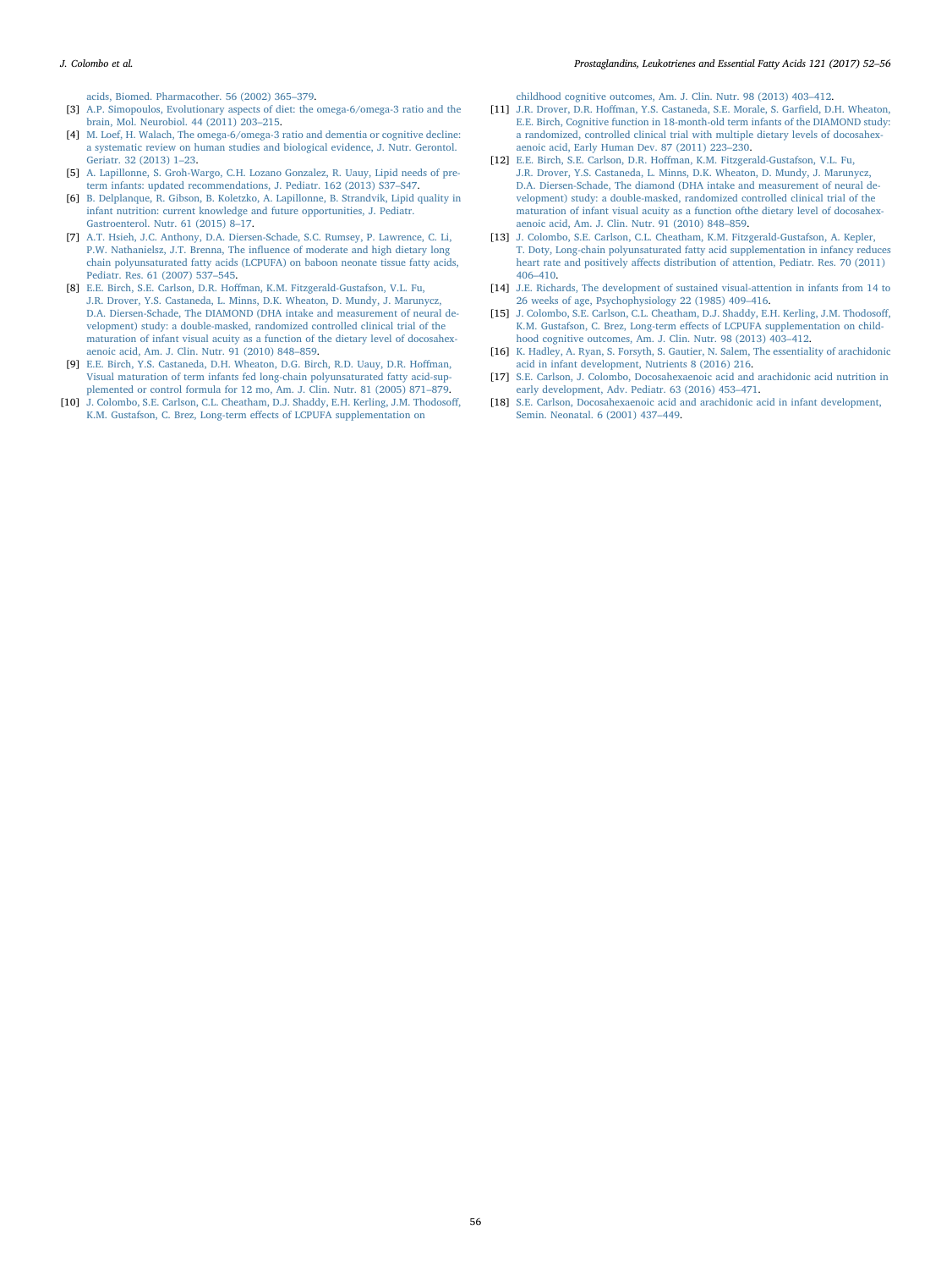acids, Biomed. Pharmacother. 56 (2002) 365–379.

[3] A.P. Simopoulos, Evolutionary aspects of diet: the omega-6/omega-3 ratio and the brain, Mol. Neurobiol. 44 (2011) 203–215.

[4] M. Loef, H. Walach, The omega-6/omega-3 ratio and dementia or cognitive decline: a systematic review on human studies and biological evidence, J. Nutr. Gerontol. Geriatr. 32 (2013) 1–23.

[5] A. Lapillonne, S. Groh-Wargo, C.H. Lozano Gonzalez, R. Uauy, Lipid needs of preterm infants: updated recommendations, J. Pediatr. 162 (2013) S37–S47.

[6] B. Delplanque, R. Gibson, B. Koletzko, A. Lapillonne, B. Strandvik, Lipid quality in infant nutrition: current knowledge and future opportunities, J. Pediatr. Gastroenterol. Nutr. 61 (2015) 8–17.

[7] A.T. Hsieh, J.C. Anthony, D.A. Diersen-Schade, S.C. Rumsey, P. Lawrence, C. Li, P.W. Nathanielsz, J.T. Brenna, The influence of moderate and high dietary long chain polyunsaturated fatty acids (LCPUFA) on baboon neonate tissue fatty acids, Pediatr. Res. 61 (2007) 537–545.

[8] E.E. Birch, S.E. Carlson, D.R. Hoffman, K.M. Fitzgerald-Gustafson, V.L. Fu, J.R. Drover, Y.S. Castaneda, L. Minns, D.K. Wheaton, D. Mundy, J. Marunycz, D.A. Diersen-Schade, The DIAMOND (DHA intake and measurement of neural development) study: a double-masked, randomized controlled clinical trial of the maturation of infant visual acuity as a function of the dietary level of docosahexaenoic acid, Am. J. Clin. Nutr. 91 (2010) 848–859.

[9] E.E. Birch, Y.S. Castaneda, D.H. Wheaton, D.G. Birch, R.D. Uauy, D.R. Hoffman, Visual maturation of term infants fed long-chain polyunsaturated fatty acid-supplemented or control formula for 12 mo, Am. J. Clin. Nutr. 81 (2005) 871–879.

[10] J. Colombo, S.E. Carlson, C.L. Cheatham, D.J. Shaddy, E.H. Kerling, J.M. Thodosoff, K.M. Gustafson, C. Brez, Long-term effects of LCPUFA supplementation on childhood cognitive outcomes, Am. J. Clin. Nutr. 98 (2013) 403–412.

[11] J.R. Drover, D.R. Hoffman, Y.S. Castaneda, S.E. Morale, S. Garfield, D.H. Wheaton, E.E. Birch, Cognitive function in 18-month-old term infants of the DIAMOND study: a randomized, controlled clinical trial with multiple dietary levels of docosahexaenoic acid, Early Human Dev. 87 (2011) 223–230.

[12] E.E. Birch, S.E. Carlson, D.R. Hoffman, K.M. Fitzgerald-Gustafson, V.L. Fu, J.R. Drover, Y.S. Castaneda, L. Minns, D.K. Wheaton, D. Mundy, J. Marunycz, D.A. Diersen-Schade, The diamond (DHA intake and measurement of neural development) study: a double-masked, randomized controlled clinical trial of the maturation of infant visual acuity as a function ofthe dietary level of docosahexaenoic acid, Am. J. Clin. Nutr. 91 (2010) 848–859.

[13] J. Colombo, S.E. Carlson, C.L. Cheatham, K.M. Fitzgerald-Gustafson, A. Kepler, T. Doty, Long-chain polyunsaturated fatty acid supplementation in infancy reduces heart rate and positively affects distribution of attention, Pediatr. Res. 70 (2011) 406–410.

[14] J.E. Richards, The development of sustained visual-attention in infants from 14 to 26 weeks of age, Psychophysiology 22 (1985) 409–416.

[15] J. Colombo, S.E. Carlson, C.L. Cheatham, D.J. Shaddy, E.H. Kerling, J.M. Thodosoff, K.M. Gustafson, C. Brez, Long-term effects of LCPUFA supplementation on childhood cognitive outcomes, Am. J. Clin. Nutr. 98 (2013) 403–412.

[16] K. Hadley, A. Ryan, S. Forsyth, S. Gautier, N. Salem, The essentiality of arachidonic acid in infant development, Nutrients 8 (2016) 216.

[17] S.E. Carlson, J. Colombo, Docosahexaenoic acid and arachidonic acid nutrition in early development, Adv. Pediatr. 63 (2016) 453–471.

[18] S.E. Carlson, Docosahexaenoic acid and arachidonic acid in infant development, Semin. Neonatal. 6 (2001) 437–449.